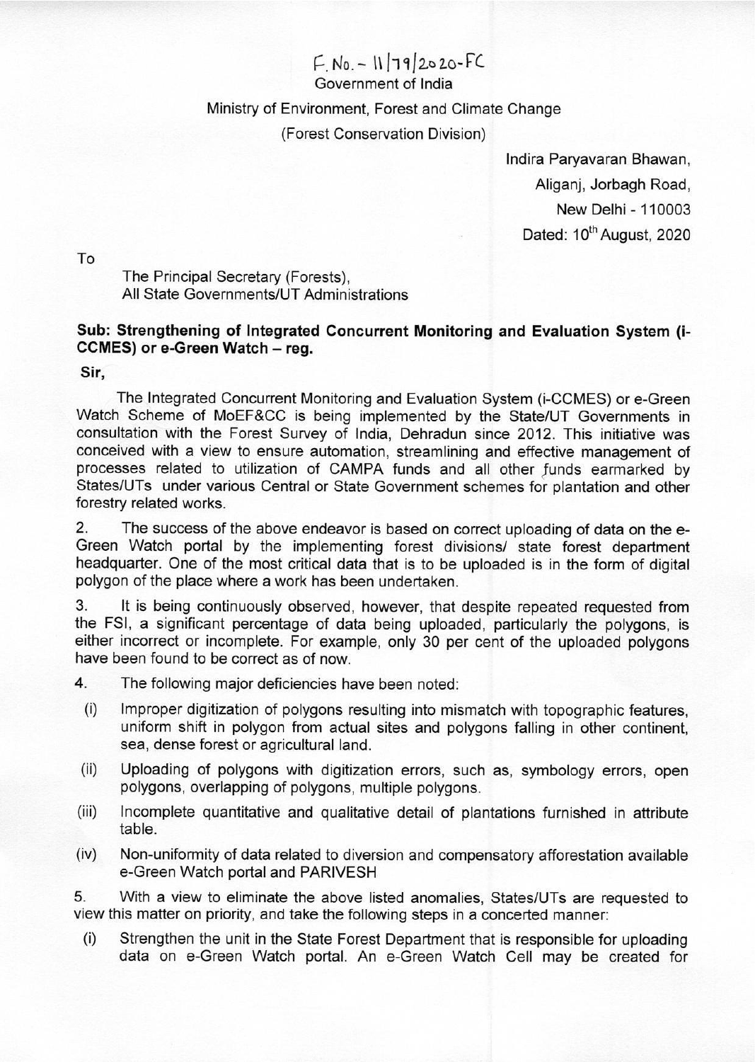F. No. - 11/79/2020-FC

Government of India

Ministry of Environment, Forest and Climate Change

(Forest Conservation Division)

Indira Paryavaran Bhawan,
Aliganj, Jorbagh Road,
New Delhi - 110003
Dated: 10th August, 2020

To

The Principal Secretary (Forests),
All State Governments/UT Administrations

**Sub: Strengthening of Integrated Concurrent Monitoring and Evaluation System (i-CCMES) or e-Green Watch – reg.**

**Sir,**

The Integrated Concurrent Monitoring and Evaluation System (i-CCMES) or e-Green Watch Scheme of MoEF&CC is being implemented by the State/UT Governments in consultation with the Forest Survey of India, Dehradun since 2012. This initiative was conceived with a view to ensure automation, streamlining and effective management of processes related to utilization of CAMPA funds and all other funds earmarked by States/UTs under various Central or State Government schemes for plantation and other forestry related works.

2. The success of the above endeavor is based on correct uploading of data on the e-Green Watch portal by the implementing forest divisions/ state forest department headquarter. One of the most critical data that is to be uploaded is in the form of digital polygon of the place where a work has been undertaken.

3. It is being continuously observed, however, that despite repeated requested from the FSI, a significant percentage of data being uploaded, particularly the polygons, is either incorrect or incomplete. For example, only 30 per cent of the uploaded polygons have been found to be correct as of now.

4. The following major deficiencies have been noted:

(i) Improper digitization of polygons resulting into mismatch with topographic features, uniform shift in polygon from actual sites and polygons falling in other continent, sea, dense forest or agricultural land.

(ii) Uploading of polygons with digitization errors, such as, symbology errors, open polygons, overlapping of polygons, multiple polygons.

(iii) Incomplete quantitative and qualitative detail of plantations furnished in attribute table.

(iv) Non-uniformity of data related to diversion and compensatory afforestation available e-Green Watch portal and PARIVESH

5. With a view to eliminate the above listed anomalies, States/UTs are requested to view this matter on priority, and take the following steps in a concerted manner:

(i) Strengthen the unit in the State Forest Department that is responsible for uploading data on e-Green Watch portal. An e-Green Watch Cell may be created for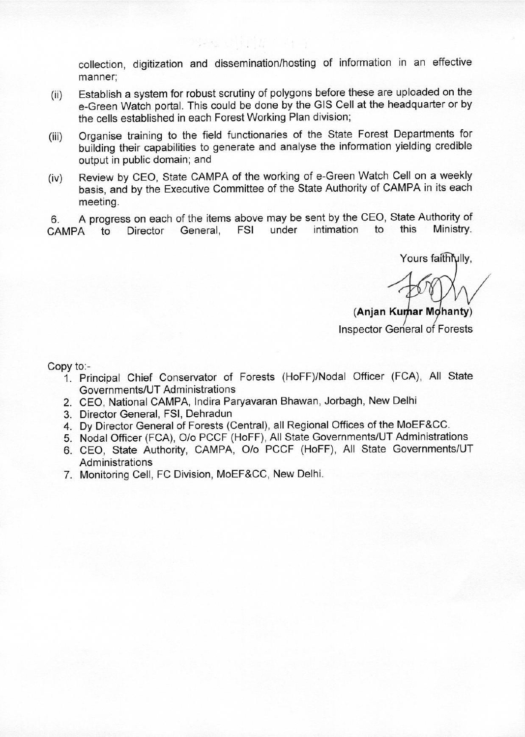collection, digitization and dissemination/hosting of information in an effective manner;

(ii) Establish a system for robust scrutiny of polygons before these are uploaded on the e-Green Watch portal. This could be done by the GIS Cell at the headquarter or by the cells established in each Forest Working Plan division;

(iii) Organise training to the field functionaries of the State Forest Departments for building their capabilities to generate and analyse the information yielding credible output in public domain; and

(iv) Review by CEO, State CAMPA of the working of e-Green Watch Cell on a weekly basis, and by the Executive Committee of the State Authority of CAMPA in its each meeting.

6. A progress on each of the items above may be sent by the CEO, State Authority of CAMPA to Director General, FSI under intimation to this Ministry.

Yours faithfully,

**(Anjan Kumar Mohanty)**
Inspector General of Forests

Copy to:-

1. Principal Chief Conservator of Forests (HoFF)/Nodal Officer (FCA), All State Governments/UT Administrations
2. CEO, National CAMPA, Indira Paryavaran Bhawan, Jorbagh, New Delhi
3. Director General, FSI, Dehradun
4. Dy Director General of Forests (Central), all Regional Offices of the MoEF&CC.
5. Nodal Officer (FCA), O/o PCCF (HoFF), All State Governments/UT Administrations
6. CEO, State Authority, CAMPA, O/o PCCF (HoFF), All State Governments/UT Administrations
7. Monitoring Cell, FC Division, MoEF&CC, New Delhi.